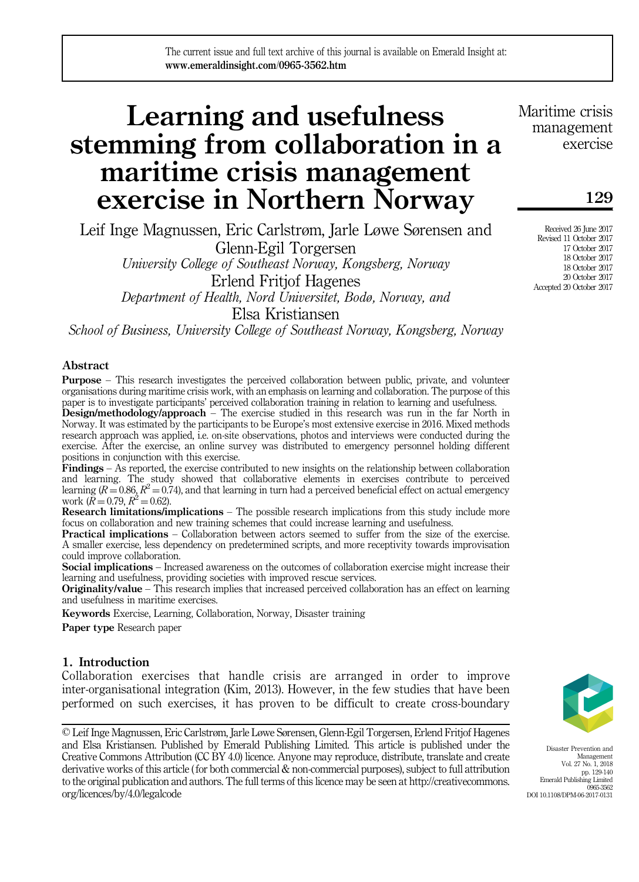The current issue and full text archive of this journal is available on Emerald Insight at: **www.emeraldinsight.com/0965-3562.htm**

# Learning and usefulness stemming from collaboration in a maritime crisis management exercise in Northern Norway

Leif Inge Magnussen, Eric Carlstrøm, Jarle Løwe Sørensen and Glenn-Egil Torgersen

*University College of Southeast Norway, Kongsberg, Norway*

Erlend Fritjof Hagenes

*Department of Health, Nord Universitet, Bodø, Norway, and*

Elsa Kristiansen

*School of Business, University College of Southeast Norway, Kongsberg, Norway*

Received 26 June 2017
Revised 11 October 2017
17 October 2017
18 October 2017
18 October 2017
20 October 2017
Accepted 20 October 2017

## Abstract

**Purpose** – This research investigates the perceived collaboration between public, private, and volunteer organisations during maritime crisis work, with an emphasis on learning and collaboration. The purpose of this paper is to investigate participants' perceived collaboration training in relation to learning and usefulness.

**Design/methodology/approach** – The exercise studied in this research was run in the far North in Norway. It was estimated by the participants to be Europe's most extensive exercise in 2016. Mixed methods research approach was applied, i.e. on-site observations, photos and interviews were conducted during the exercise. After the exercise, an online survey was distributed to emergency personnel holding different positions in conjunction with this exercise.

**Findings** – As reported, the exercise contributed to new insights on the relationship between collaboration and learning. The study showed that collaborative elements in exercises contribute to perceived learning ($R = 0.86$, $R^2 = 0.74$), and that learning in turn had a perceived beneficial effect on actual emergency work ($R = 0.79$, $R^2 = 0.62$).

**Research limitations/implications** – The possible research implications from this study include more focus on collaboration and new training schemes that could increase learning and usefulness.

**Practical implications** – Collaboration between actors seemed to suffer from the size of the exercise. A smaller exercise, less dependency on predetermined scripts, and more receptivity towards improvisation could improve collaboration.

**Social implications** – Increased awareness on the outcomes of collaboration exercise might increase their learning and usefulness, providing societies with improved rescue services.

**Originality/value** – This research implies that increased perceived collaboration has an effect on learning and usefulness in maritime exercises.

**Keywords** Exercise, Learning, Collaboration, Norway, Disaster training

**Paper type** Research paper

## 1. Introduction

Collaboration exercises that handle crisis are arranged in order to improve inter-organisational integration (Kim, 2013). However, in the few studies that have been performed on such exercises, it has proven to be difficult to create cross-boundary

© Leif Inge Magnussen, Eric Carlstrøm, Jarle Løwe Sørensen, Glenn-Egil Torgersen, Erlend Fritjof Hagenes and Elsa Kristiansen. Published by Emerald Publishing Limited. This article is published under the Creative Commons Attribution (CC BY 4.0) licence. Anyone may reproduce, distribute, translate and create derivative works of this article (for both commercial & non-commercial purposes), subject to full attribution to the original publication and authors. The full terms of this licence may be seen at http://creativecommons.org/licences/by/4.0/legalcode

Disaster Prevention and Management
Vol. 27 No. 1, 2018
pp. 129-140
Emerald Publishing Limited
0965-3562
DOI 10.1108/DPM-06-2017-0131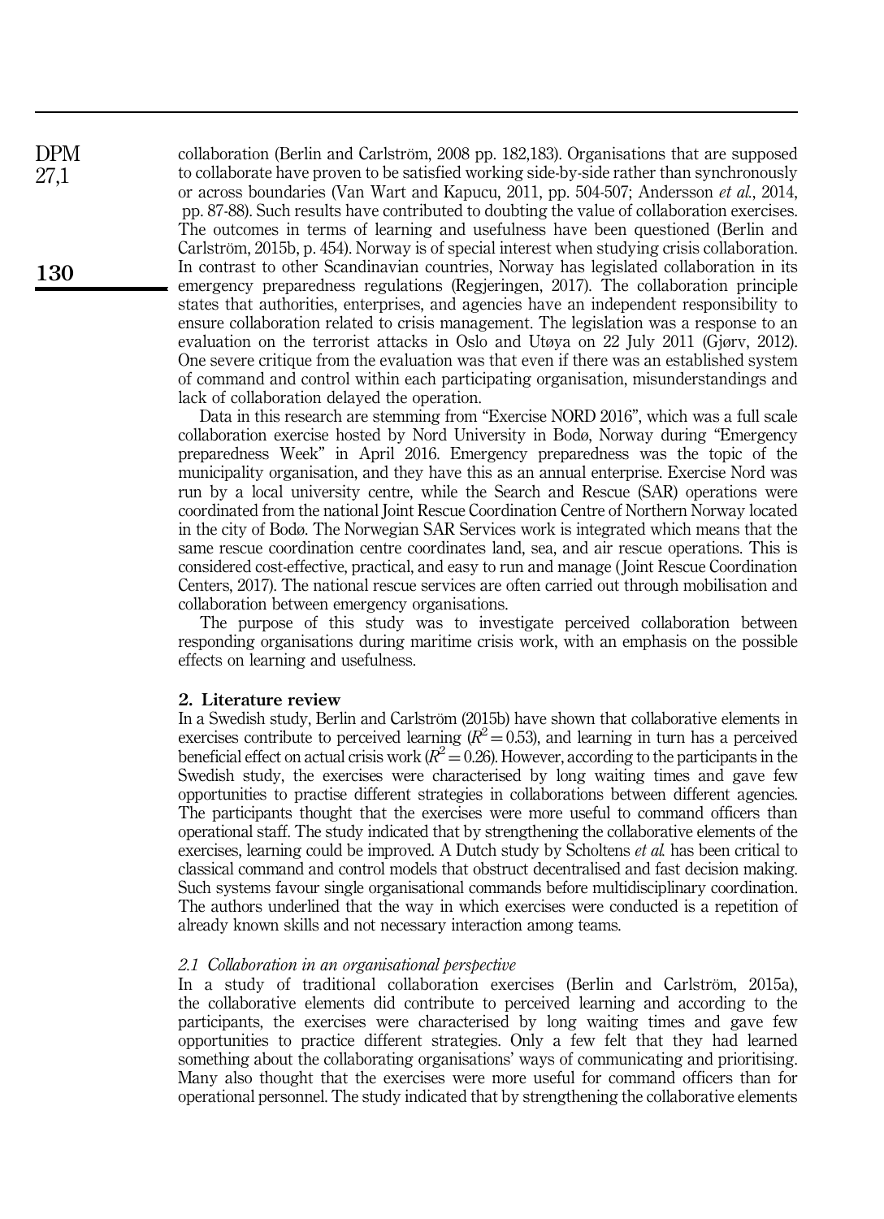collaboration (Berlin and Carlström, 2008 pp. 182,183). Organisations that are supposed to collaborate have proven to be satisfied working side-by-side rather than synchronously or across boundaries (Van Wart and Kapucu, 2011, pp. 504-507; Andersson *et al.*, 2014, pp. 87-88). Such results have contributed to doubting the value of collaboration exercises. The outcomes in terms of learning and usefulness have been questioned (Berlin and Carlström, 2015b, p. 454). Norway is of special interest when studying crisis collaboration. In contrast to other Scandinavian countries, Norway has legislated collaboration in its emergency preparedness regulations (Regjeringen, 2017). The collaboration principle states that authorities, enterprises, and agencies have an independent responsibility to ensure collaboration related to crisis management. The legislation was a response to an evaluation on the terrorist attacks in Oslo and Utøya on 22 July 2011 (Gjørv, 2012). One severe critique from the evaluation was that even if there was an established system of command and control within each participating organisation, misunderstandings and lack of collaboration delayed the operation.

Data in this research are stemming from "Exercise NORD 2016", which was a full scale collaboration exercise hosted by Nord University in Bodø, Norway during "Emergency preparedness Week" in April 2016. Emergency preparedness was the topic of the municipality organisation, and they have this as an annual enterprise. Exercise Nord was run by a local university centre, while the Search and Rescue (SAR) operations were coordinated from the national Joint Rescue Coordination Centre of Northern Norway located in the city of Bodø. The Norwegian SAR Services work is integrated which means that the same rescue coordination centre coordinates land, sea, and air rescue operations. This is considered cost-effective, practical, and easy to run and manage (Joint Rescue Coordination Centers, 2017). The national rescue services are often carried out through mobilisation and collaboration between emergency organisations.

The purpose of this study was to investigate perceived collaboration between responding organisations during maritime crisis work, with an emphasis on the possible effects on learning and usefulness.

## 2. Literature review

In a Swedish study, Berlin and Carlström (2015b) have shown that collaborative elements in exercises contribute to perceived learning ($R^2 = 0.53$), and learning in turn has a perceived beneficial effect on actual crisis work ($R^2 = 0.26$). However, according to the participants in the Swedish study, the exercises were characterised by long waiting times and gave few opportunities to practise different strategies in collaborations between different agencies. The participants thought that the exercises were more useful to command officers than operational staff. The study indicated that by strengthening the collaborative elements of the exercises, learning could be improved. A Dutch study by Scholtens *et al.* has been critical to classical command and control models that obstruct decentralised and fast decision making. Such systems favour single organisational commands before multidisciplinary coordination. The authors underlined that the way in which exercises were conducted is a repetition of already known skills and not necessary interaction among teams.

### *2.1 Collaboration in an organisational perspective*

In a study of traditional collaboration exercises (Berlin and Carlström, 2015a), the collaborative elements did contribute to perceived learning and according to the participants, the exercises were characterised by long waiting times and gave few opportunities to practice different strategies. Only a few felt that they had learned something about the collaborating organisations' ways of communicating and prioritising. Many also thought that the exercises were more useful for command officers than for operational personnel. The study indicated that by strengthening the collaborative elements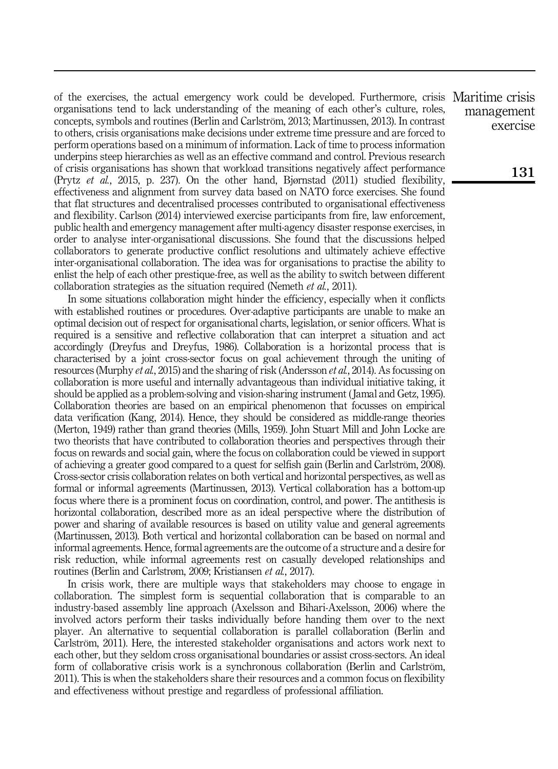of the exercises, the actual emergency work could be developed. Furthermore, crisis organisations tend to lack understanding of the meaning of each other's culture, roles, concepts, symbols and routines (Berlin and Carlström, 2013; Martinussen, 2013). In contrast to others, crisis organisations make decisions under extreme time pressure and are forced to perform operations based on a minimum of information. Lack of time to process information underpins steep hierarchies as well as an effective command and control. Previous research of crisis organisations has shown that workload transitions negatively affect performance (Prytz *et al.*, 2015, p. 237). On the other hand, Bjørnstad (2011) studied flexibility, effectiveness and alignment from survey data based on NATO force exercises. She found that flat structures and decentralised processes contributed to organisational effectiveness and flexibility. Carlson (2014) interviewed exercise participants from fire, law enforcement, public health and emergency management after multi-agency disaster response exercises, in order to analyse inter-organisational discussions. She found that the discussions helped collaborators to generate productive conflict resolutions and ultimately achieve effective inter-organisational collaboration. The idea was for organisations to practise the ability to enlist the help of each other prestique-free, as well as the ability to switch between different collaboration strategies as the situation required (Nemeth *et al.*, 2011).

In some situations collaboration might hinder the efficiency, especially when it conflicts with established routines or procedures. Over-adaptive participants are unable to make an optimal decision out of respect for organisational charts, legislation, or senior officers. What is required is a sensitive and reflective collaboration that can interpret a situation and act accordingly (Dreyfus and Dreyfus, 1986). Collaboration is a horizontal process that is characterised by a joint cross-sector focus on goal achievement through the uniting of resources (Murphy *et al.*, 2015) and the sharing of risk (Andersson *et al.*, 2014). As focussing on collaboration is more useful and internally advantageous than individual initiative taking, it should be applied as a problem-solving and vision-sharing instrument (Jamal and Getz, 1995). Collaboration theories are based on an empirical phenomenon that focusses on empirical data verification (Kang, 2014). Hence, they should be considered as middle-range theories (Merton, 1949) rather than grand theories (Mills, 1959). John Stuart Mill and John Locke are two theorists that have contributed to collaboration theories and perspectives through their focus on rewards and social gain, where the focus on collaboration could be viewed in support of achieving a greater good compared to a quest for selfish gain (Berlin and Carlström, 2008). Cross-sector crisis collaboration relates on both vertical and horizontal perspectives, as well as formal or informal agreements (Martinussen, 2013). Vertical collaboration has a bottom-up focus where there is a prominent focus on coordination, control, and power. The antithesis is horizontal collaboration, described more as an ideal perspective where the distribution of power and sharing of available resources is based on utility value and general agreements (Martinussen, 2013). Both vertical and horizontal collaboration can be based on normal and informal agreements. Hence, formal agreements are the outcome of a structure and a desire for risk reduction, while informal agreements rest on casually developed relationships and routines (Berlin and Carlstrøm, 2009; Kristiansen *et al.*, 2017).

In crisis work, there are multiple ways that stakeholders may choose to engage in collaboration. The simplest form is sequential collaboration that is comparable to an industry-based assembly line approach (Axelsson and Bihari-Axelsson, 2006) where the involved actors perform their tasks individually before handing them over to the next player. An alternative to sequential collaboration is parallel collaboration (Berlin and Carlström, 2011). Here, the interested stakeholder organisations and actors work next to each other, but they seldom cross organisational boundaries or assist cross-sectors. An ideal form of collaborative crisis work is a synchronous collaboration (Berlin and Carlström, 2011). This is when the stakeholders share their resources and a common focus on flexibility and effectiveness without prestige and regardless of professional affiliation.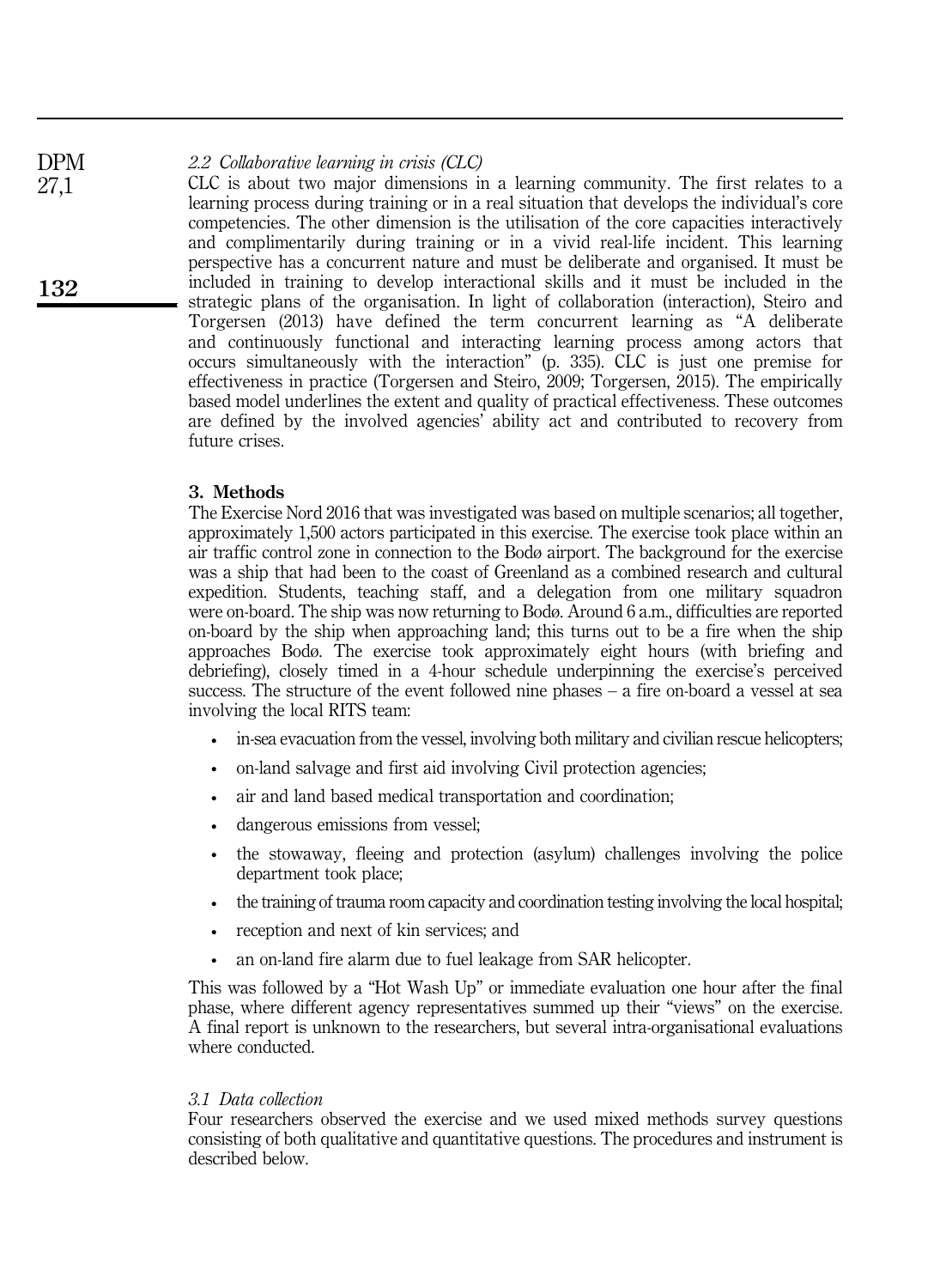### *2.2 Collaborative learning in crisis (CLC)*

CLC is about two major dimensions in a learning community. The first relates to a learning process during training or in a real situation that develops the individual's core competencies. The other dimension is the utilisation of the core capacities interactively and complimentarily during training or in a vivid real-life incident. This learning perspective has a concurrent nature and must be deliberate and organised. It must be included in training to develop interactional skills and it must be included in the strategic plans of the organisation. In light of collaboration (interaction), Steiro and Torgersen (2013) have defined the term concurrent learning as "A deliberate and continuously functional and interacting learning process among actors that occurs simultaneously with the interaction" (p. 335). CLC is just one premise for effectiveness in practice (Torgersen and Steiro, 2009; Torgersen, 2015). The empirically based model underlines the extent and quality of practical effectiveness. These outcomes are defined by the involved agencies' ability act and contributed to recovery from future crises.

## 3. Methods

The Exercise Nord 2016 that was investigated was based on multiple scenarios; all together, approximately 1,500 actors participated in this exercise. The exercise took place within an air traffic control zone in connection to the Bodø airport. The background for the exercise was a ship that had been to the coast of Greenland as a combined research and cultural expedition. Students, teaching staff, and a delegation from one military squadron were on-board. The ship was now returning to Bodø. Around 6 a.m., difficulties are reported on-board by the ship when approaching land; this turns out to be a fire when the ship approaches Bodø. The exercise took approximately eight hours (with briefing and debriefing), closely timed in a 4-hour schedule underpinning the exercise's perceived success. The structure of the event followed nine phases – a fire on-board a vessel at sea involving the local RITS team:

- in-sea evacuation from the vessel, involving both military and civilian rescue helicopters;
- on-land salvage and first aid involving Civil protection agencies;
- air and land based medical transportation and coordination;
- dangerous emissions from vessel;
- the stowaway, fleeing and protection (asylum) challenges involving the police department took place;
- the training of trauma room capacity and coordination testing involving the local hospital;
- reception and next of kin services; and
- an on-land fire alarm due to fuel leakage from SAR helicopter.

This was followed by a "Hot Wash Up" or immediate evaluation one hour after the final phase, where different agency representatives summed up their "views" on the exercise. A final report is unknown to the researchers, but several intra-organisational evaluations where conducted.

### *3.1 Data collection*

Four researchers observed the exercise and we used mixed methods survey questions consisting of both qualitative and quantitative questions. The procedures and instrument is described below.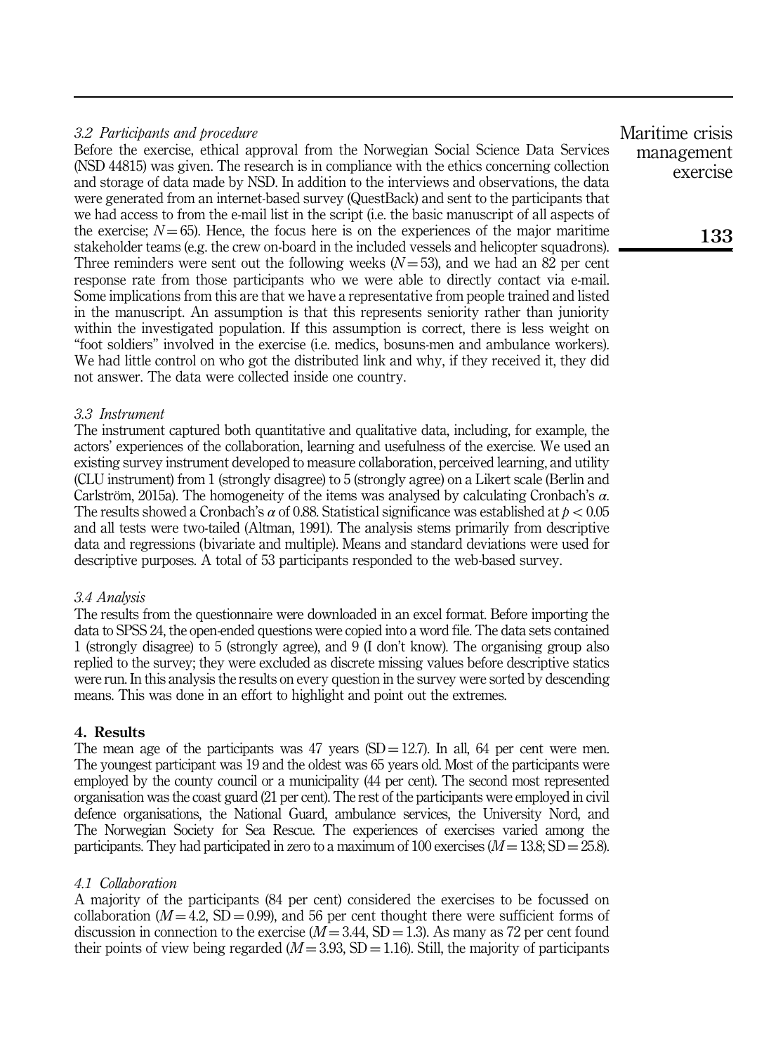### 3.2 Participants and procedure

Before the exercise, ethical approval from the Norwegian Social Science Data Services (NSD 44815) was given. The research is in compliance with the ethics concerning collection and storage of data made by NSD. In addition to the interviews and observations, the data were generated from an internet-based survey (QuestBack) and sent to the participants that we had access to from the e-mail list in the script (i.e. the basic manuscript of all aspects of the exercise; $N = 65$). Hence, the focus here is on the experiences of the major maritime stakeholder teams (e.g. the crew on-board in the included vessels and helicopter squadrons). Three reminders were sent out the following weeks ($N = 53$), and we had an 82 per cent response rate from those participants who we were able to directly contact via e-mail. Some implications from this are that we have a representative from people trained and listed in the manuscript. An assumption is that this represents seniority rather than juniority within the investigated population. If this assumption is correct, there is less weight on "foot soldiers" involved in the exercise (i.e. medics, bosuns-men and ambulance workers). We had little control on who got the distributed link and why, if they received it, they did not answer. The data were collected inside one country.

### 3.3 Instrument

The instrument captured both quantitative and qualitative data, including, for example, the actors' experiences of the collaboration, learning and usefulness of the exercise. We used an existing survey instrument developed to measure collaboration, perceived learning, and utility (CLU instrument) from 1 (strongly disagree) to 5 (strongly agree) on a Likert scale (Berlin and Carlström, 2015a). The homogeneity of the items was analysed by calculating Cronbach's $\alpha$. The results showed a Cronbach's $\alpha$ of 0.88. Statistical significance was established at $p < 0.05$ and all tests were two-tailed (Altman, 1991). The analysis stems primarily from descriptive data and regressions (bivariate and multiple). Means and standard deviations were used for descriptive purposes. A total of 53 participants responded to the web-based survey.

### 3.4 Analysis

The results from the questionnaire were downloaded in an excel format. Before importing the data to SPSS 24, the open-ended questions were copied into a word file. The data sets contained 1 (strongly disagree) to 5 (strongly agree), and 9 (I don't know). The organising group also replied to the survey; they were excluded as discrete missing values before descriptive statics were run. In this analysis the results on every question in the survey were sorted by descending means. This was done in an effort to highlight and point out the extremes.

## 4. Results

The mean age of the participants was 47 years (SD = 12.7). In all, 64 per cent were men. The youngest participant was 19 and the oldest was 65 years old. Most of the participants were employed by the county council or a municipality (44 per cent). The second most represented organisation was the coast guard (21 per cent). The rest of the participants were employed in civil defence organisations, the National Guard, ambulance services, the University Nord, and The Norwegian Society for Sea Rescue. The experiences of exercises varied among the participants. They had participated in zero to a maximum of 100 exercises ($M = 13.8$; SD = 25.8).

### 4.1 Collaboration

A majority of the participants (84 per cent) considered the exercises to be focussed on collaboration ($M = 4.2$, SD = 0.99), and 56 per cent thought there were sufficient forms of discussion in connection to the exercise ($M = 3.44$, SD = 1.3). As many as 72 per cent found their points of view being regarded ($M = 3.93$, SD = 1.16). Still, the majority of participants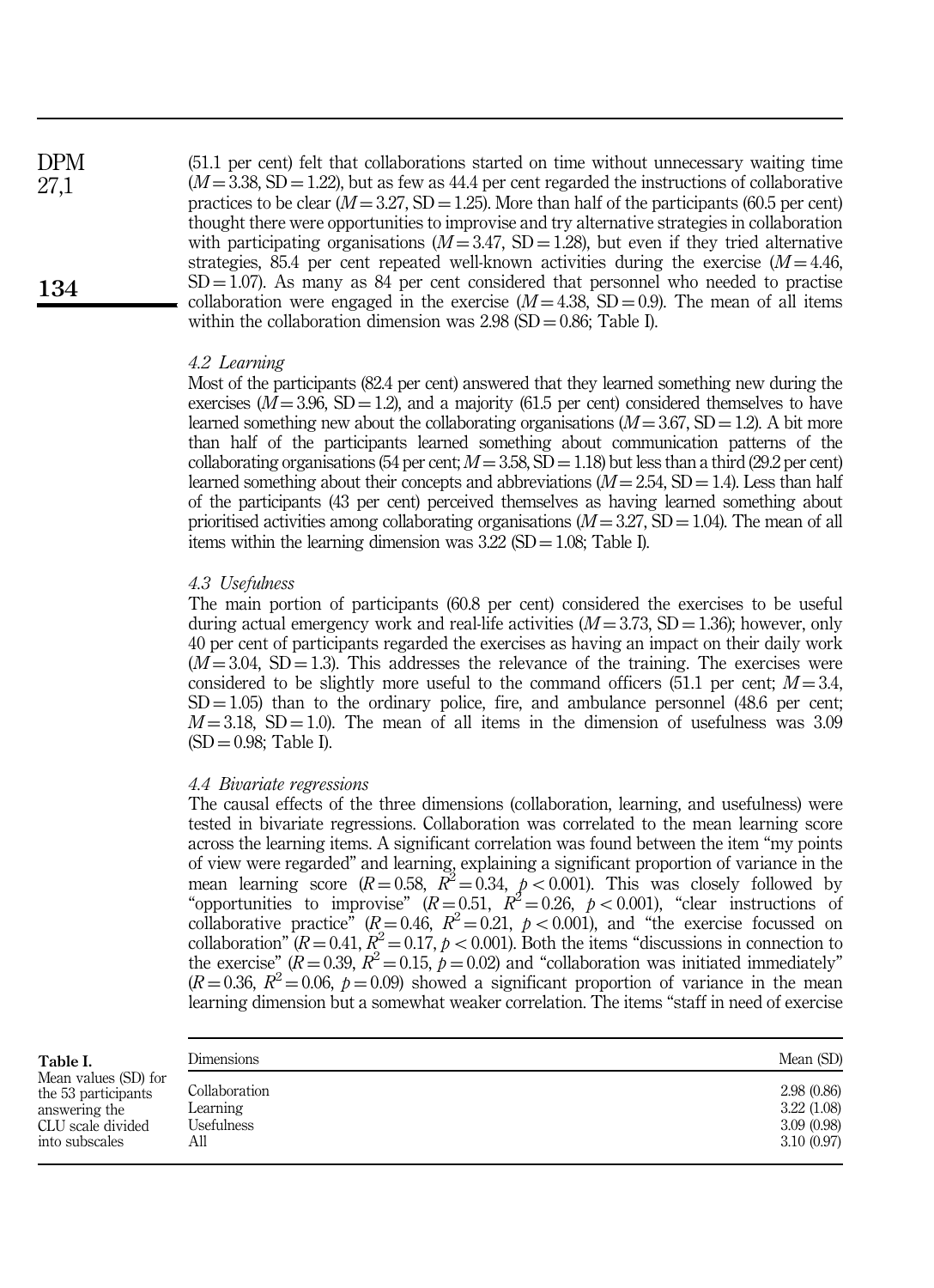(51.1 per cent) felt that collaborations started on time without unnecessary waiting time ($M = 3.38$, $SD = 1.22$), but as few as 44.4 per cent regarded the instructions of collaborative practices to be clear ($M = 3.27$, $SD = 1.25$). More than half of the participants (60.5 per cent) thought there were opportunities to improvise and try alternative strategies in collaboration with participating organisations ($M = 3.47$, $SD = 1.28$), but even if they tried alternative strategies, 85.4 per cent repeated well-known activities during the exercise ($M = 4.46$, $SD = 1.07$). As many as 84 per cent considered that personnel who needed to practise collaboration were engaged in the exercise ($M = 4.38$, $SD = 0.9$). The mean of all items within the collaboration dimension was 2.98 ($SD = 0.86$; Table I).

### 4.2 Learning

Most of the participants (82.4 per cent) answered that they learned something new during the exercises ($M = 3.96$, $SD = 1.2$), and a majority (61.5 per cent) considered themselves to have learned something new about the collaborating organisations ($M = 3.67$, $SD = 1.2$). A bit more than half of the participants learned something about communication patterns of the collaborating organisations (54 per cent; $M = 3.58$, $SD = 1.18$) but less than a third (29.2 per cent) learned something about their concepts and abbreviations ($M = 2.54$, $SD = 1.4$). Less than half of the participants (43 per cent) perceived themselves as having learned something about prioritised activities among collaborating organisations ($M = 3.27$, $SD = 1.04$). The mean of all items within the learning dimension was 3.22 ($SD = 1.08$; Table I).

### 4.3 Usefulness

The main portion of participants (60.8 per cent) considered the exercises to be useful during actual emergency work and real-life activities ($M = 3.73$, $SD = 1.36$); however, only 40 per cent of participants regarded the exercises as having an impact on their daily work ($M = 3.04$, $SD = 1.3$). This addresses the relevance of the training. The exercises were considered to be slightly more useful to the command officers (51.1 per cent; $M = 3.4$, $SD = 1.05$) than to the ordinary police, fire, and ambulance personnel (48.6 per cent; $M = 3.18$, $SD = 1.0$). The mean of all items in the dimension of usefulness was 3.09 ($SD = 0.98$; Table I).

### 4.4 Bivariate regressions

The causal effects of the three dimensions (collaboration, learning, and usefulness) were tested in bivariate regressions. Collaboration was correlated to the mean learning score across the learning items. A significant correlation was found between the item "my points of view were regarded" and learning, explaining a significant proportion of variance in the mean learning score ($R = 0.58$, $R^2 = 0.34$, $p < 0.001$). This was closely followed by "opportunities to improvise" ($R = 0.51$, $R^2 = 0.26$, $p < 0.001$), "clear instructions of collaborative practice" ($R = 0.46$, $R^2 = 0.21$, $p < 0.001$), and "the exercise focussed on collaboration" ($R = 0.41$, $R^2 = 0.17$, $p < 0.001$). Both the items "discussions in connection to the exercise" ($R = 0.39$, $R^2 = 0.15$, $p = 0.02$) and "collaboration was initiated immediately" ($R = 0.36$, $R^2 = 0.06$, $p = 0.09$) showed a significant proportion of variance in the mean learning dimension but a somewhat weaker correlation. The items "staff in need of exercise

**Table I.** Mean values (SD) for the 53 participants answering the CLU scale divided into subscales

| Dimensions | Mean (SD) |
|---|---|
| Collaboration | 2.98 (0.86) |
| Learning | 3.22 (1.08) |
| Usefulness | 3.09 (0.98) |
| All | 3.10 (0.97) |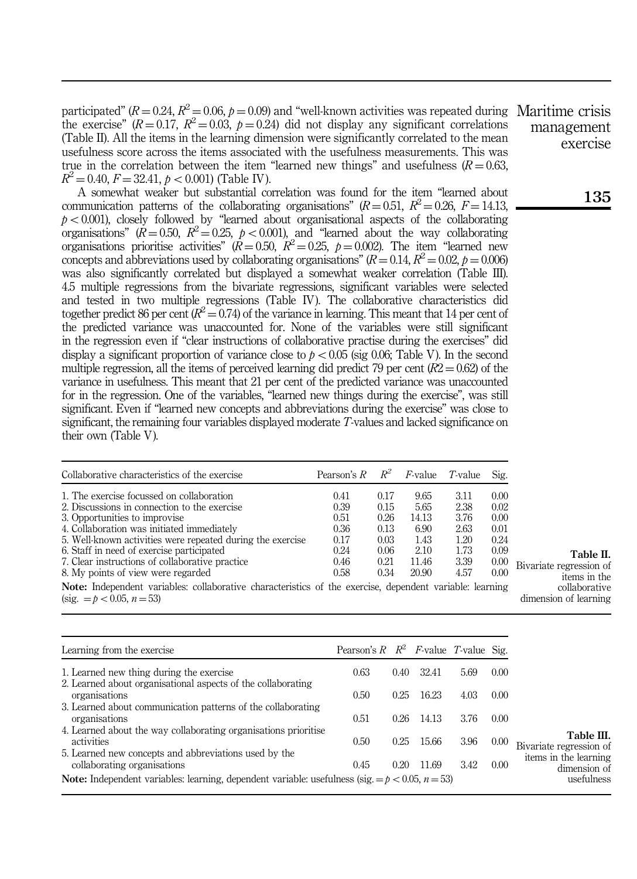participated" ($R = 0.24$, $R^2 = 0.06$, $p = 0.09$) and "well-known activities was repeated during the exercise" ($R = 0.17$, $R^2 = 0.03$, $p = 0.24$) did not display any significant correlations (Table II). All the items in the learning dimension were significantly correlated to the mean usefulness score across the items associated with the usefulness measurements. This was true in the correlation between the item "learned new things" and usefulness ($R = 0.63$, $R^2 = 0.40$, $F = 32.41$, $p < 0.001$) (Table IV).

A somewhat weaker but substantial correlation was found for the item "learned about communication patterns of the collaborating organisations" ($R = 0.51$, $R^2 = 0.26$, $F = 14.13$, $p < 0.001$), closely followed by "learned about organisational aspects of the collaborating organisations" ($R = 0.50$, $R^2 = 0.25$, $p < 0.001$), and "learned about the way collaborating organisations prioritise activities" ($R = 0.50$, $R^2 = 0.25$, $p = 0.002$). The item "learned new concepts and abbreviations used by collaborating organisations" ($R = 0.14$, $R^2 = 0.02$, $p = 0.006$) was also significantly correlated but displayed a somewhat weaker correlation (Table III). 4.5 multiple regressions from the bivariate regressions, significant variables were selected and tested in two multiple regressions (Table IV). The collaborative characteristics did together predict 86 per cent ($R^2 = 0.74$) of the variance in learning. This meant that 14 per cent of the predicted variance was unaccounted for. None of the variables were still significant in the regression even if "clear instructions of collaborative practise during the exercises" did display a significant proportion of variance close to $p < 0.05$ (sig 0.06; Table V). In the second multiple regression, all the items of perceived learning did predict 79 per cent ($R2 = 0.62$) of the variance in usefulness. This meant that 21 per cent of the predicted variance was unaccounted for in the regression. One of the variables, "learned new things during the exercise", was still significant. Even if "learned new concepts and abbreviations during the exercise" was close to significant, the remaining four variables displayed moderate $T$-values and lacked significance on their own (Table V).

**Table II.** Bivariate regression of items in the collaborative dimension of learning

| Collaborative characteristics of the exercise | Pearson's $R$ | $R^2$ | $F$-value | $T$-value | Sig. |
|---|---|---|---|---|---|
| 1. The exercise focussed on collaboration | 0.41 | 0.17 | 9.65 | 3.11 | 0.00 |
| 2. Discussions in connection to the exercise | 0.39 | 0.15 | 5.65 | 2.38 | 0.02 |
| 3. Opportunities to improvise | 0.51 | 0.26 | 14.13 | 3.76 | 0.00 |
| 4. Collaboration was initiated immediately | 0.36 | 0.13 | 6.90 | 2.63 | 0.01 |
| 5. Well-known activities were repeated during the exercise | 0.17 | 0.03 | 1.43 | 1.20 | 0.24 |
| 6. Staff in need of exercise participated | 0.24 | 0.06 | 2.10 | 1.73 | 0.09 |
| 7. Clear instructions of collaborative practice | 0.46 | 0.21 | 11.46 | 3.39 | 0.00 |
| 8. My points of view were regarded | 0.58 | 0.34 | 20.90 | 4.57 | 0.00 |

**Note:** Independent variables: collaborative characteristics of the exercise, dependent variable: learning (sig. $= p < 0.05$, $n = 53$)

**Table III.** Bivariate regression of items in the learning dimension of usefulness

| Learning from the exercise | Pearson's $R$ | $R^2$ | $F$-value | $T$-value | Sig. |
|---|---|---|---|---|---|
| 1. Learned new thing during the exercise | 0.63 | 0.40 | 32.41 | 5.69 | 0.00 |
| 2. Learned about organisational aspects of the collaborating organisations | 0.50 | 0.25 | 16.23 | 4.03 | 0.00 |
| 3. Learned about communication patterns of the collaborating organisations | 0.51 | 0.26 | 14.13 | 3.76 | 0.00 |
| 4. Learned about the way collaborating organisations prioritise activities | 0.50 | 0.25 | 15.66 | 3.96 | 0.00 |
| 5. Learned new concepts and abbreviations used by the collaborating organisations | 0.45 | 0.20 | 11.69 | 3.42 | 0.00 |

**Note:** Independent variables: learning, dependent variable: usefulness (sig. $= p < 0.05$, $n = 53$)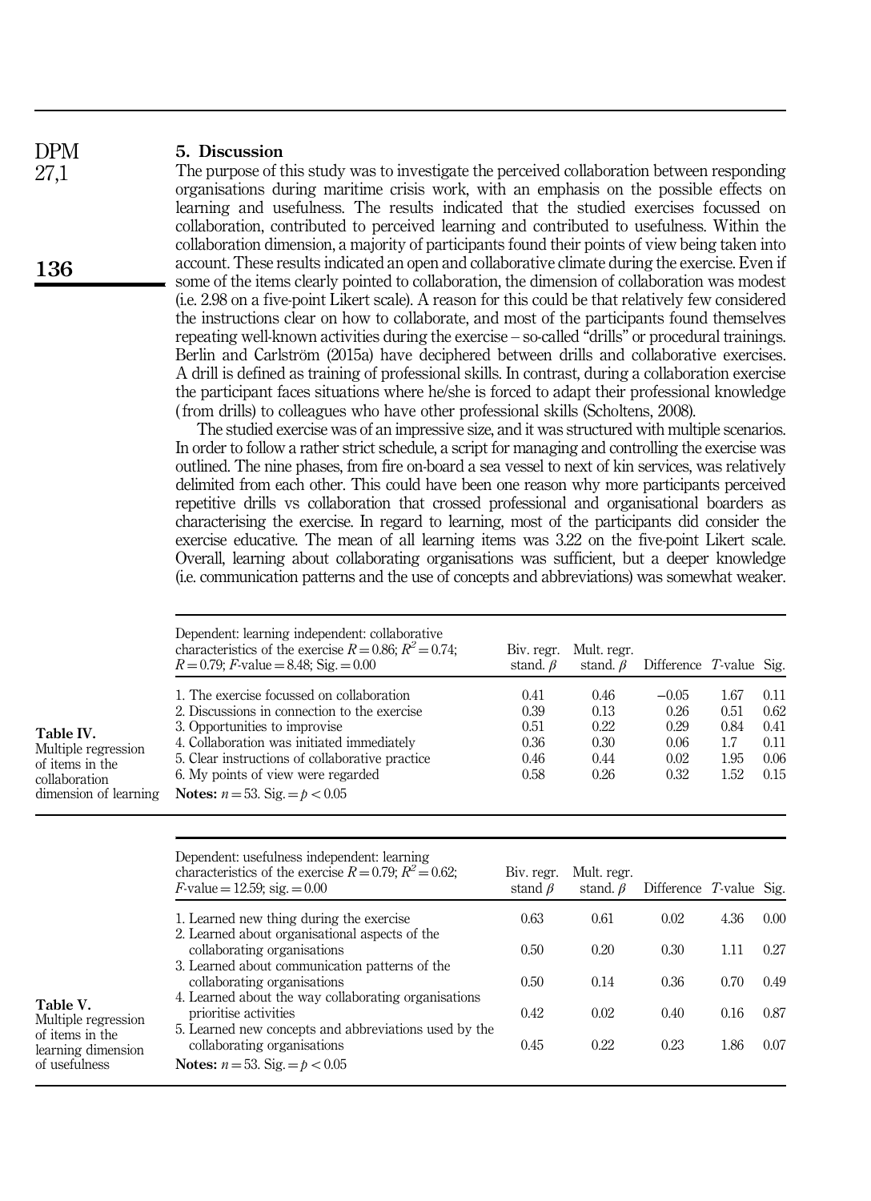## 5. Discussion

The purpose of this study was to investigate the perceived collaboration between responding organisations during maritime crisis work, with an emphasis on the possible effects on learning and usefulness. The results indicated that the studied exercises focussed on collaboration, contributed to perceived learning and contributed to usefulness. Within the collaboration dimension, a majority of participants found their points of view being taken into account. These results indicated an open and collaborative climate during the exercise. Even if some of the items clearly pointed to collaboration, the dimension of collaboration was modest (i.e. 2.98 on a five-point Likert scale). A reason for this could be that relatively few considered the instructions clear on how to collaborate, and most of the participants found themselves repeating well-known activities during the exercise – so-called "drills" or procedural trainings. Berlin and Carlström (2015a) have deciphered between drills and collaborative exercises. A drill is defined as training of professional skills. In contrast, during a collaboration exercise the participant faces situations where he/she is forced to adapt their professional knowledge (from drills) to colleagues who have other professional skills (Scholtens, 2008).

The studied exercise was of an impressive size, and it was structured with multiple scenarios. In order to follow a rather strict schedule, a script for managing and controlling the exercise was outlined. The nine phases, from fire on-board a sea vessel to next of kin services, was relatively delimited from each other. This could have been one reason why more participants perceived repetitive drills vs collaboration that crossed professional and organisational boarders as characterising the exercise. In regard to learning, most of the participants did consider the exercise educative. The mean of all learning items was 3.22 on the five-point Likert scale. Overall, learning about collaborating organisations was sufficient, but a deeper knowledge (i.e. communication patterns and the use of concepts and abbreviations) was somewhat weaker.

**Table IV.** Multiple regression of items in the collaboration dimension of learning

| Dependent: learning independent: collaborative characteristics of the exercise $R = 0.86$; $R^2 = 0.74$; $R = 0.79$; $F$-value = 8.48; Sig. = 0.00 | Biv. regr. stand. $\beta$ | Mult. regr. stand. $\beta$ | Difference | $T$-value | Sig. |
|---|---|---|---|---|---|
| 1. The exercise focussed on collaboration | 0.41 | 0.46 | −0.05 | 1.67 | 0.11 |
| 2. Discussions in connection to the exercise | 0.39 | 0.13 | 0.26 | 0.51 | 0.62 |
| 3. Opportunities to improvise | 0.51 | 0.22 | 0.29 | 0.84 | 0.41 |
| 4. Collaboration was initiated immediately | 0.36 | 0.30 | 0.06 | 1.7 | 0.11 |
| 5. Clear instructions of collaborative practice | 0.46 | 0.44 | 0.02 | 1.95 | 0.06 |
| 6. My points of view were regarded | 0.58 | 0.26 | 0.32 | 1.52 | 0.15 |

**Notes:** $n = 53$. Sig. = $p < 0.05$

**Table V.** Multiple regression of items in the learning dimension of usefulness

| Dependent: usefulness independent: learning characteristics of the exercise $R = 0.79$; $R^2 = 0.62$; $F$-value = 12.59; sig. = 0.00 | Biv. regr. stand $\beta$ | Mult. regr. stand. $\beta$ | Difference | $T$-value | Sig. |
|---|---|---|---|---|---|
| 1. Learned new thing during the exercise | 0.63 | 0.61 | 0.02 | 4.36 | 0.00 |
| 2. Learned about organisational aspects of the collaborating organisations | 0.50 | 0.20 | 0.30 | 1.11 | 0.27 |
| 3. Learned about communication patterns of the collaborating organisations | 0.50 | 0.14 | 0.36 | 0.70 | 0.49 |
| 4. Learned about the way collaborating organisations prioritise activities | 0.42 | 0.02 | 0.40 | 0.16 | 0.87 |
| 5. Learned new concepts and abbreviations used by the collaborating organisations | 0.45 | 0.22 | 0.23 | 1.86 | 0.07 |

**Notes:** $n = 53$. Sig. = $p < 0.05$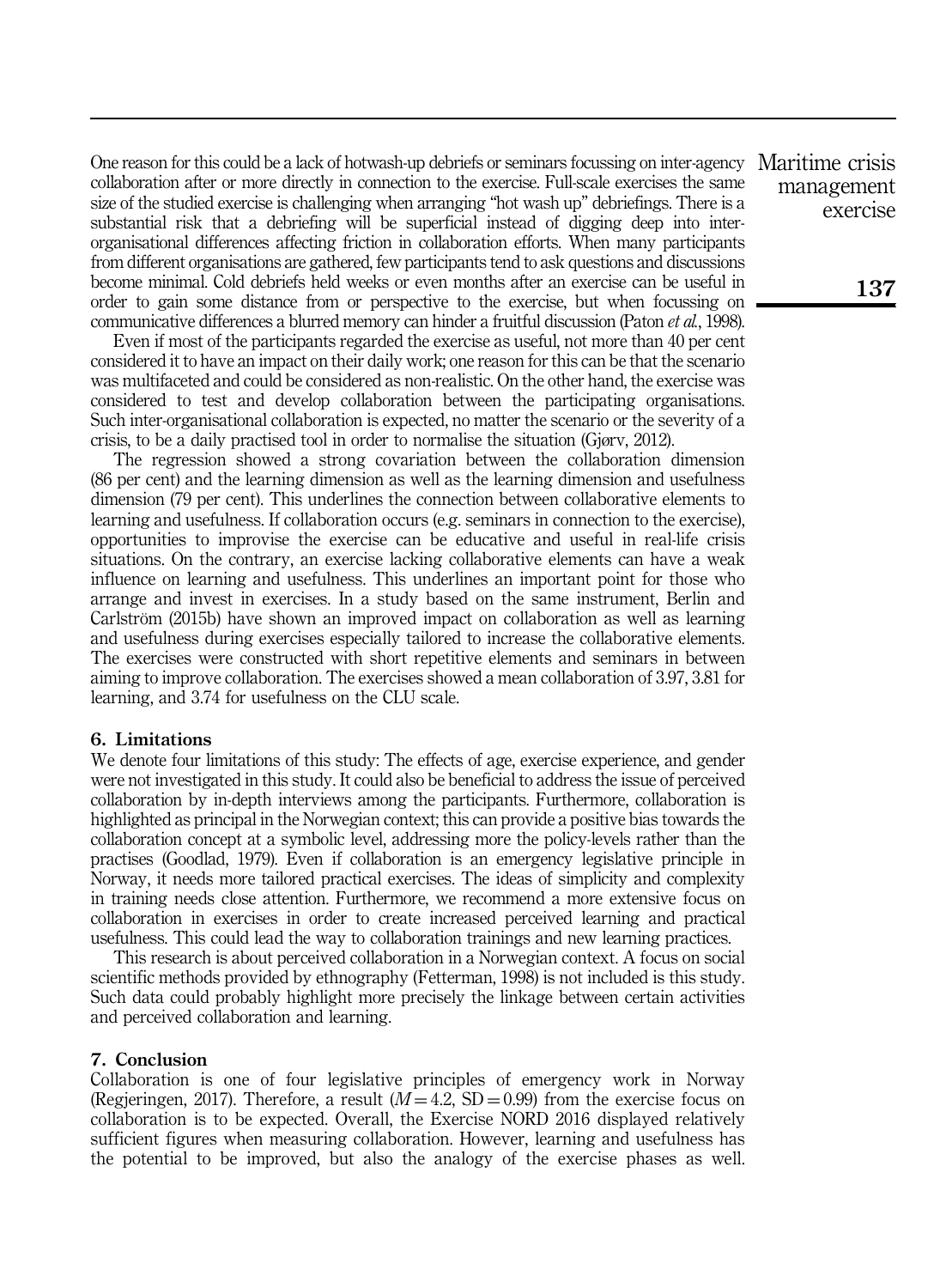One reason for this could be a lack of hotwash-up debriefs or seminars focussing on inter-agency collaboration after or more directly in connection to the exercise. Full-scale exercises the same size of the studied exercise is challenging when arranging "hot wash up" debriefings. There is a substantial risk that a debriefing will be superficial instead of digging deep into inter-organisational differences affecting friction in collaboration efforts. When many participants from different organisations are gathered, few participants tend to ask questions and discussions become minimal. Cold debriefs held weeks or even months after an exercise can be useful in order to gain some distance from or perspective to the exercise, but when focussing on communicative differences a blurred memory can hinder a fruitful discussion (Paton *et al.*, 1998).

Even if most of the participants regarded the exercise as useful, not more than 40 per cent considered it to have an impact on their daily work; one reason for this can be that the scenario was multifaceted and could be considered as non-realistic. On the other hand, the exercise was considered to test and develop collaboration between the participating organisations. Such inter-organisational collaboration is expected, no matter the scenario or the severity of a crisis, to be a daily practised tool in order to normalise the situation (Gjørv, 2012).

The regression showed a strong covariation between the collaboration dimension (86 per cent) and the learning dimension as well as the learning dimension and usefulness dimension (79 per cent). This underlines the connection between collaborative elements to learning and usefulness. If collaboration occurs (e.g. seminars in connection to the exercise), opportunities to improvise the exercise can be educative and useful in real-life crisis situations. On the contrary, an exercise lacking collaborative elements can have a weak influence on learning and usefulness. This underlines an important point for those who arrange and invest in exercises. In a study based on the same instrument, Berlin and Carlström (2015b) have shown an improved impact on collaboration as well as learning and usefulness during exercises especially tailored to increase the collaborative elements. The exercises were constructed with short repetitive elements and seminars in between aiming to improve collaboration. The exercises showed a mean collaboration of 3.97, 3.81 for learning, and 3.74 for usefulness on the CLU scale.

## 6. Limitations

We denote four limitations of this study: The effects of age, exercise experience, and gender were not investigated in this study. It could also be beneficial to address the issue of perceived collaboration by in-depth interviews among the participants. Furthermore, collaboration is highlighted as principal in the Norwegian context; this can provide a positive bias towards the collaboration concept at a symbolic level, addressing more the policy-levels rather than the practises (Goodlad, 1979). Even if collaboration is an emergency legislative principle in Norway, it needs more tailored practical exercises. The ideas of simplicity and complexity in training needs close attention. Furthermore, we recommend a more extensive focus on collaboration in exercises in order to create increased perceived learning and practical usefulness. This could lead the way to collaboration trainings and new learning practices.

This research is about perceived collaboration in a Norwegian context. A focus on social scientific methods provided by ethnography (Fetterman, 1998) is not included is this study. Such data could probably highlight more precisely the linkage between certain activities and perceived collaboration and learning.

## 7. Conclusion

Collaboration is one of four legislative principles of emergency work in Norway (Regjeringen, 2017). Therefore, a result ($M = 4.2$, $SD = 0.99$) from the exercise focus on collaboration is to be expected. Overall, the Exercise NORD 2016 displayed relatively sufficient figures when measuring collaboration. However, learning and usefulness has the potential to be improved, but also the analogy of the exercise phases as well.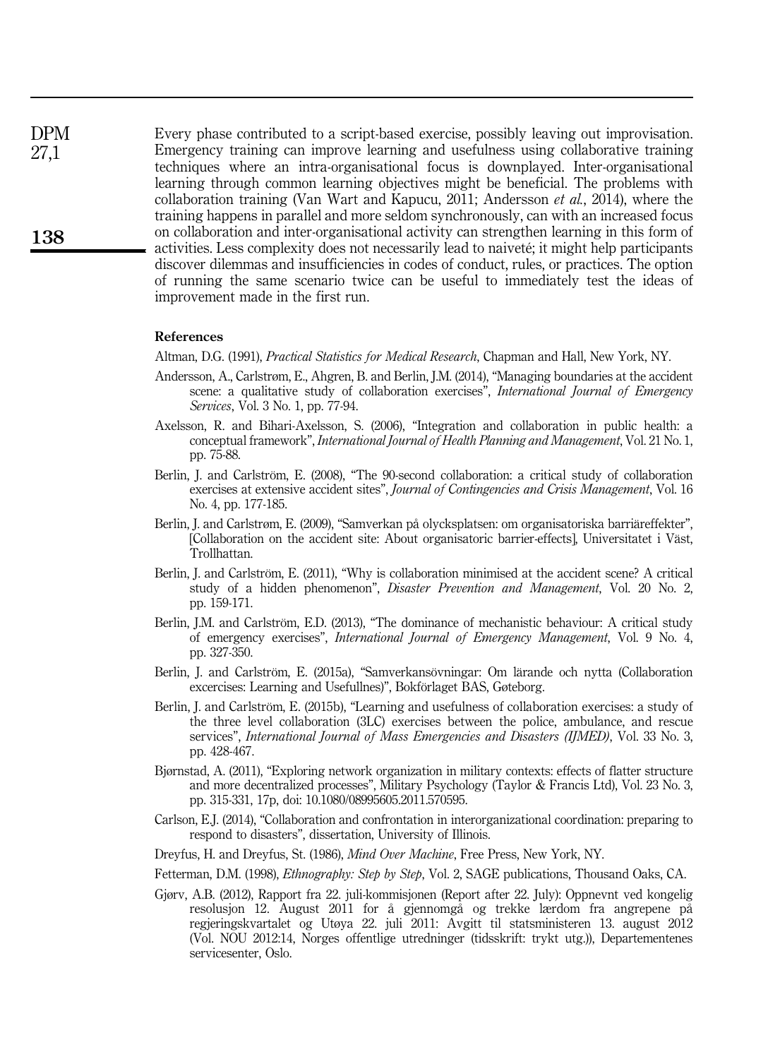Every phase contributed to a script-based exercise, possibly leaving out improvisation. Emergency training can improve learning and usefulness using collaborative training techniques where an intra-organisational focus is downplayed. Inter-organisational learning through common learning objectives might be beneficial. The problems with collaboration training (Van Wart and Kapucu, 2011; Andersson *et al.*, 2014), where the training happens in parallel and more seldom synchronously, can with an increased focus on collaboration and inter-organisational activity can strengthen learning in this form of activities. Less complexity does not necessarily lead to naiveté; it might help participants discover dilemmas and insufficiencies in codes of conduct, rules, or practices. The option of running the same scenario twice can be useful to immediately test the ideas of improvement made in the first run.

#### References

Altman, D.G. (1991), *Practical Statistics for Medical Research*, Chapman and Hall, New York, NY.

Andersson, A., Carlstrøm, E., Ahgren, B. and Berlin, J.M. (2014), "Managing boundaries at the accident scene: a qualitative study of collaboration exercises", *International Journal of Emergency Services*, Vol. 3 No. 1, pp. 77-94.

Axelsson, R. and Bihari-Axelsson, S. (2006), "Integration and collaboration in public health: a conceptual framework", *International Journal of Health Planning and Management*, Vol. 21 No. 1, pp. 75-88.

Berlin, J. and Carlström, E. (2008), "The 90-second collaboration: a critical study of collaboration exercises at extensive accident sites", *Journal of Contingencies and Crisis Management*, Vol. 16 No. 4, pp. 177-185.

Berlin, J. and Carlstrøm, E. (2009), "Samverkan på olycksplatsen: om organisatoriska barriäreffekter", [Collaboration on the accident site: About organisatoric barrier-effects], Universitatet i Väst, Trollhattan.

Berlin, J. and Carlström, E. (2011), "Why is collaboration minimised at the accident scene? A critical study of a hidden phenomenon", *Disaster Prevention and Management*, Vol. 20 No. 2, pp. 159-171.

Berlin, J.M. and Carlström, E.D. (2013), "The dominance of mechanistic behaviour: A critical study of emergency exercises", *International Journal of Emergency Management*, Vol. 9 No. 4, pp. 327-350.

Berlin, J. and Carlström, E. (2015a), "Samverkansövningar: Om lärande och nytta (Collaboration excercises: Learning and Usefullnes)", Bokförlaget BAS, Gøteborg.

Berlin, J. and Carlström, E. (2015b), "Learning and usefulness of collaboration exercises: a study of the three level collaboration (3LC) exercises between the police, ambulance, and rescue services", *International Journal of Mass Emergencies and Disasters (IJMED)*, Vol. 33 No. 3, pp. 428-467.

Bjørnstad, A. (2011), "Exploring network organization in military contexts: effects of flatter structure and more decentralized processes", Military Psychology (Taylor & Francis Ltd), Vol. 23 No. 3, pp. 315-331, 17p, doi: 10.1080/08995605.2011.570595.

Carlson, E.J. (2014), "Collaboration and confrontation in interorganizational coordination: preparing to respond to disasters", dissertation, University of Illinois.

Dreyfus, H. and Dreyfus, St. (1986), *Mind Over Machine*, Free Press, New York, NY.

Fetterman, D.M. (1998), *Ethnography: Step by Step*, Vol. 2, SAGE publications, Thousand Oaks, CA.

Gjørv, A.B. (2012), Rapport fra 22. juli-kommisjonen (Report after 22. July): Oppnevnt ved kongelig resolusjon 12. August 2011 for å gjennomgå og trekke lærdom fra angrepene på regjeringskvartalet og Utøya 22. juli 2011: Avgitt til statsministeren 13. august 2012 (Vol. NOU 2012:14, Norges offentlige utredninger (tidsskrift: trykt utg.)), Departementenes servicesenter, Oslo.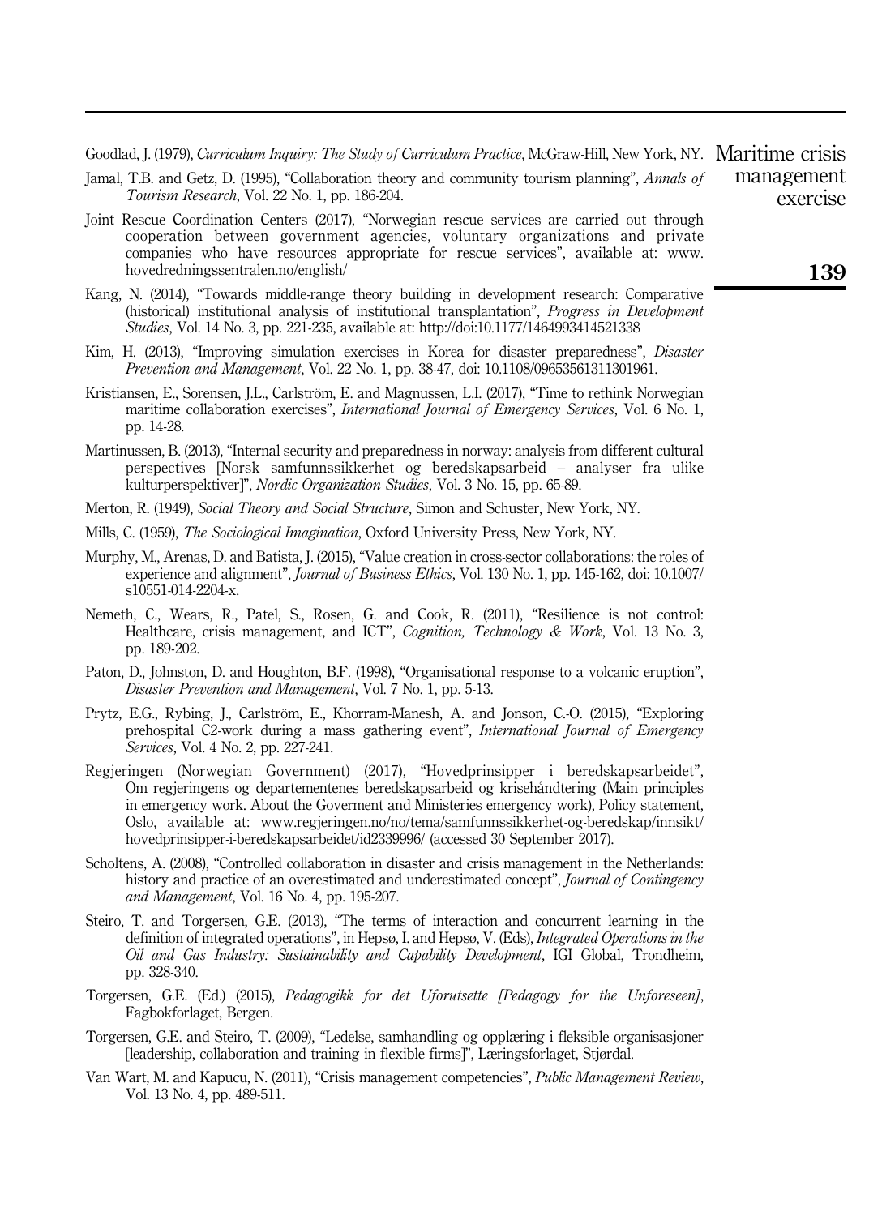Goodlad, J. (1979), *Curriculum Inquiry: The Study of Curriculum Practice*, McGraw-Hill, New York, NY.

Jamal, T.B. and Getz, D. (1995), "Collaboration theory and community tourism planning", *Annals of Tourism Research*, Vol. 22 No. 1, pp. 186-204.

Joint Rescue Coordination Centers (2017), "Norwegian rescue services are carried out through cooperation between government agencies, voluntary organizations and private companies who have resources appropriate for rescue services", available at: www.hovedredningssentralen.no/english/

Kang, N. (2014), "Towards middle-range theory building in development research: Comparative (historical) institutional analysis of institutional transplantation", *Progress in Development Studies*, Vol. 14 No. 3, pp. 221-235, available at: http://doi:10.1177/1464993414521338

Kim, H. (2013), "Improving simulation exercises in Korea for disaster preparedness", *Disaster Prevention and Management*, Vol. 22 No. 1, pp. 38-47, doi: 10.1108/09653561311301961.

Kristiansen, E., Sorensen, J.L., Carlström, E. and Magnussen, L.I. (2017), "Time to rethink Norwegian maritime collaboration exercises", *International Journal of Emergency Services*, Vol. 6 No. 1, pp. 14-28.

Martinussen, B. (2013), "Internal security and preparedness in norway: analysis from different cultural perspectives [Norsk samfunnssikkerhet og beredskapsarbeid – analyser fra ulike kulturperspektiver]", *Nordic Organization Studies*, Vol. 3 No. 15, pp. 65-89.

Merton, R. (1949), *Social Theory and Social Structure*, Simon and Schuster, New York, NY.

Mills, C. (1959), *The Sociological Imagination*, Oxford University Press, New York, NY.

Murphy, M., Arenas, D. and Batista, J. (2015), "Value creation in cross-sector collaborations: the roles of experience and alignment", *Journal of Business Ethics*, Vol. 130 No. 1, pp. 145-162, doi: 10.1007/s10551-014-2204-x.

Nemeth, C., Wears, R., Patel, S., Rosen, G. and Cook, R. (2011), "Resilience is not control: Healthcare, crisis management, and ICT", *Cognition, Technology & Work*, Vol. 13 No. 3, pp. 189-202.

Paton, D., Johnston, D. and Houghton, B.F. (1998), "Organisational response to a volcanic eruption", *Disaster Prevention and Management*, Vol. 7 No. 1, pp. 5-13.

Prytz, E.G., Rybing, J., Carlström, E., Khorram-Manesh, A. and Jonson, C.-O. (2015), "Exploring prehospital C2-work during a mass gathering event", *International Journal of Emergency Services*, Vol. 4 No. 2, pp. 227-241.

Regjeringen (Norwegian Government) (2017), "Hovedprinsipper i beredskapsarbeidet", Om regjeringens og departementenes beredskapsarbeid og krisehåndtering (Main principles in emergency work. About the Goverment and Ministeries emergency work), Policy statement, Oslo, available at: www.regjeringen.no/no/tema/samfunnssikkerhet-og-beredskap/innsikt/hovedprinsipper-i-beredskapsarbeidet/id2339996/ (accessed 30 September 2017).

Scholtens, A. (2008), "Controlled collaboration in disaster and crisis management in the Netherlands: history and practice of an overestimated and underestimated concept", *Journal of Contingency and Management*, Vol. 16 No. 4, pp. 195-207.

Steiro, T. and Torgersen, G.E. (2013), "The terms of interaction and concurrent learning in the definition of integrated operations", in Hepsø, I. and Hepsø, V. (Eds), *Integrated Operations in the Oil and Gas Industry: Sustainability and Capability Development*, IGI Global, Trondheim, pp. 328-340.

Torgersen, G.E. (Ed.) (2015), *Pedagogikk for det Uforutsette [Pedagogy for the Unforeseen]*, Fagbokforlaget, Bergen.

Torgersen, G.E. and Steiro, T. (2009), "Ledelse, samhandling og opplæring i fleksible organisasjoner [leadership, collaboration and training in flexible firms]", Læringsforlaget, Stjørdal.

Van Wart, M. and Kapucu, N. (2011), "Crisis management competencies", *Public Management Review*, Vol. 13 No. 4, pp. 489-511.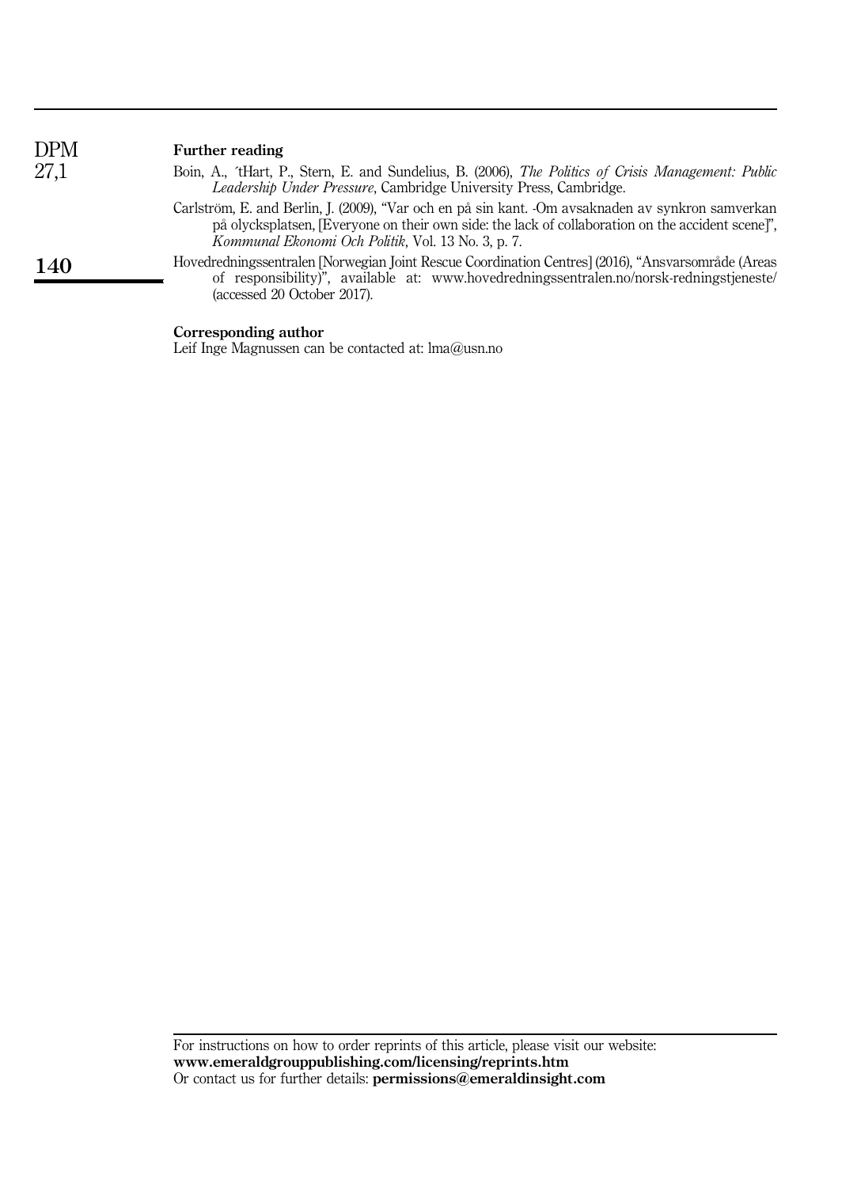## Further reading

Boin, A., ´tHart, P., Stern, E. and Sundelius, B. (2006), *The Politics of Crisis Management: Public Leadership Under Pressure*, Cambridge University Press, Cambridge.

Carlström, E. and Berlin, J. (2009), "Var och en på sin kant. -Om avsaknaden av synkron samverkan på olycksplatsen, [Everyone on their own side: the lack of collaboration on the accident scene]", *Kommunal Ekonomi Och Politik*, Vol. 13 No. 3, p. 7.

Hovedredningssentralen [Norwegian Joint Rescue Coordination Centres] (2016), "Ansvarsområde (Areas of responsibility)", available at: www.hovedredningssentralen.no/norsk-redningstjeneste/ (accessed 20 October 2017).

## Corresponding author

Leif Inge Magnussen can be contacted at: lma@usn.no

For instructions on how to order reprints of this article, please visit our website:
**www.emeraldgrouppublishing.com/licensing/reprints.htm**
Or contact us for further details: **permissions@emeraldinsight.com**